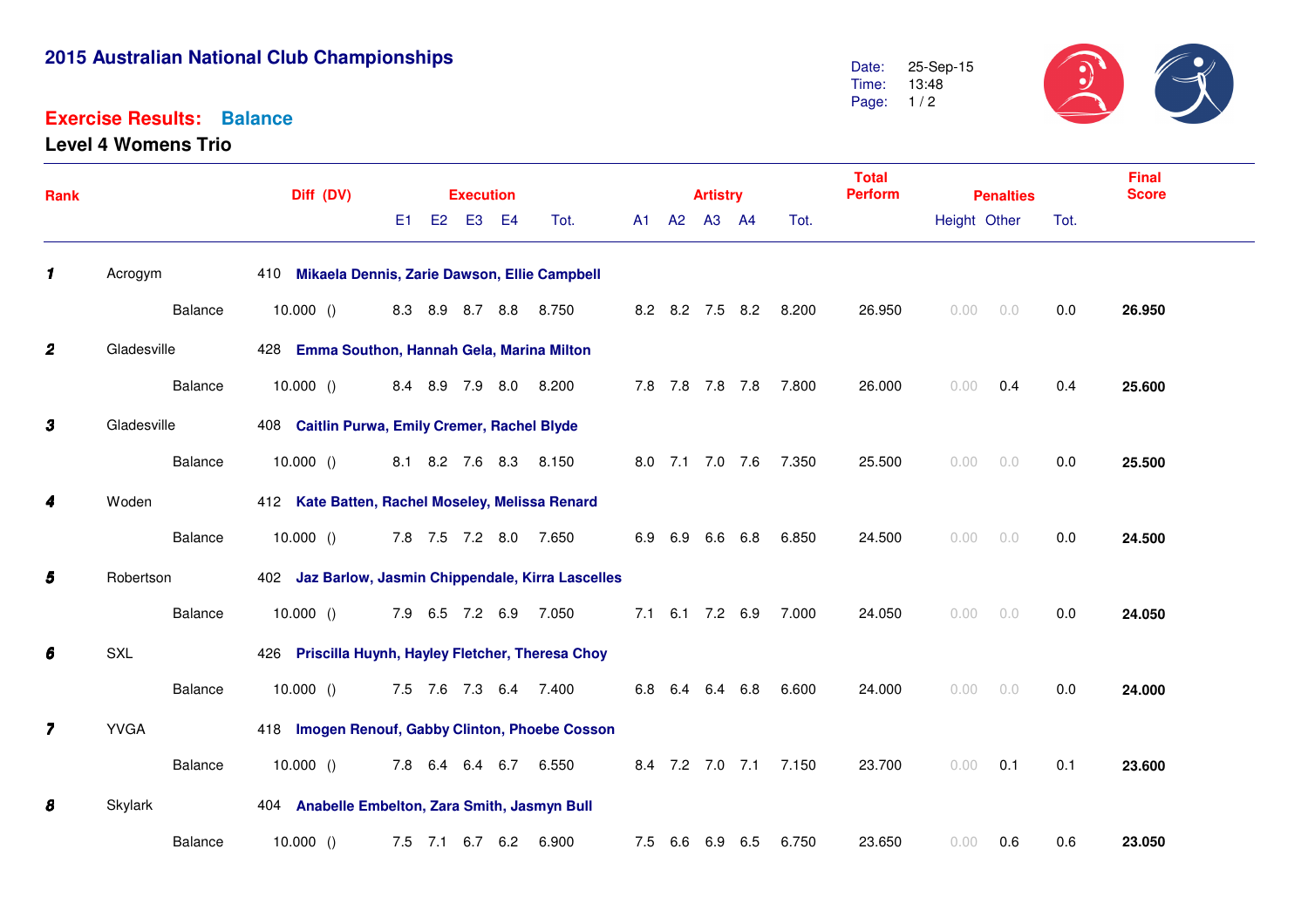# 2015 Australian National Club Championships

Date: 25-Sep-15
Time: 13:48

## Exercise Results: Balance

### Level 4 Womens Trio

| Rank | | | Diff (DV) | Execution | | | | | Artistry | | | | | Total Perform | Penalties | | | Final Score |
|---|---|---|---|---|---|---|---|---|---|---|---|---|---|---|---|---|---|---|
| | | | | E1 | E2 | E3 | E4 | Tot. | A1 | A2 | A3 | A4 | Tot. | | Height | Other | Tot. | |
| **1** | Acrogym | 410 | **Mikaela Dennis, Zarie Dawson, Ellie Campbell** | | | | | | | | | | | | | | | |
| | | Balance | 10.000 () | 8.3 | 8.9 | 8.7 | 8.8 | 8.750 | 8.2 | 8.2 | 7.5 | 8.2 | 8.200 | 26.950 | 0.00 | 0.0 | 0.0 | **26.950** |
| **2** | Gladesville | 428 | **Emma Southon, Hannah Gela, Marina Milton** | | | | | | | | | | | | | | | |
| | | Balance | 10.000 () | 8.4 | 8.9 | 7.9 | 8.0 | 8.200 | 7.8 | 7.8 | 7.8 | 7.8 | 7.800 | 26.000 | 0.00 | 0.4 | 0.4 | **25.600** |
| **3** | Gladesville | 408 | **Caitlin Purwa, Emily Cremer, Rachel Blyde** | | | | | | | | | | | | | | | |
| | | Balance | 10.000 () | 8.1 | 8.2 | 7.6 | 8.3 | 8.150 | 8.0 | 7.1 | 7.0 | 7.6 | 7.350 | 25.500 | 0.00 | 0.0 | 0.0 | **25.500** |
| **4** | Woden | 412 | **Kate Batten, Rachel Moseley, Melissa Renard** | | | | | | | | | | | | | | | |
| | | Balance | 10.000 () | 7.8 | 7.5 | 7.2 | 8.0 | 7.650 | 6.9 | 6.9 | 6.6 | 6.8 | 6.850 | 24.500 | 0.00 | 0.0 | 0.0 | **24.500** |
| **5** | Robertson | 402 | **Jaz Barlow, Jasmin Chippendale, Kirra Lascelles** | | | | | | | | | | | | | | | |
| | | Balance | 10.000 () | 7.9 | 6.5 | 7.2 | 6.9 | 7.050 | 7.1 | 6.1 | 7.2 | 6.9 | 7.000 | 24.050 | 0.00 | 0.0 | 0.0 | **24.050** |
| **6** | SXL | 426 | **Priscilla Huynh, Hayley Fletcher, Theresa Choy** | | | | | | | | | | | | | | | |
| | | Balance | 10.000 () | 7.5 | 7.6 | 7.3 | 6.4 | 7.400 | 6.8 | 6.4 | 6.4 | 6.8 | 6.600 | 24.000 | 0.00 | 0.0 | 0.0 | **24.000** |
| **7** | YVGA | 418 | **Imogen Renouf, Gabby Clinton, Phoebe Cosson** | | | | | | | | | | | | | | | |
| | | Balance | 10.000 () | 7.8 | 6.4 | 6.4 | 6.7 | 6.550 | 8.4 | 7.2 | 7.0 | 7.1 | 7.150 | 23.700 | 0.00 | 0.1 | 0.1 | **23.600** |
| **8** | Skylark | 404 | **Anabelle Embelton, Zara Smith, Jasmyn Bull** | | | | | | | | | | | | | | | |
| | | Balance | 10.000 () | 7.5 | 7.1 | 6.7 | 6.2 | 6.900 | 7.5 | 6.6 | 6.9 | 6.5 | 6.750 | 23.650 | 0.00 | 0.6 | 0.6 | **23.050** |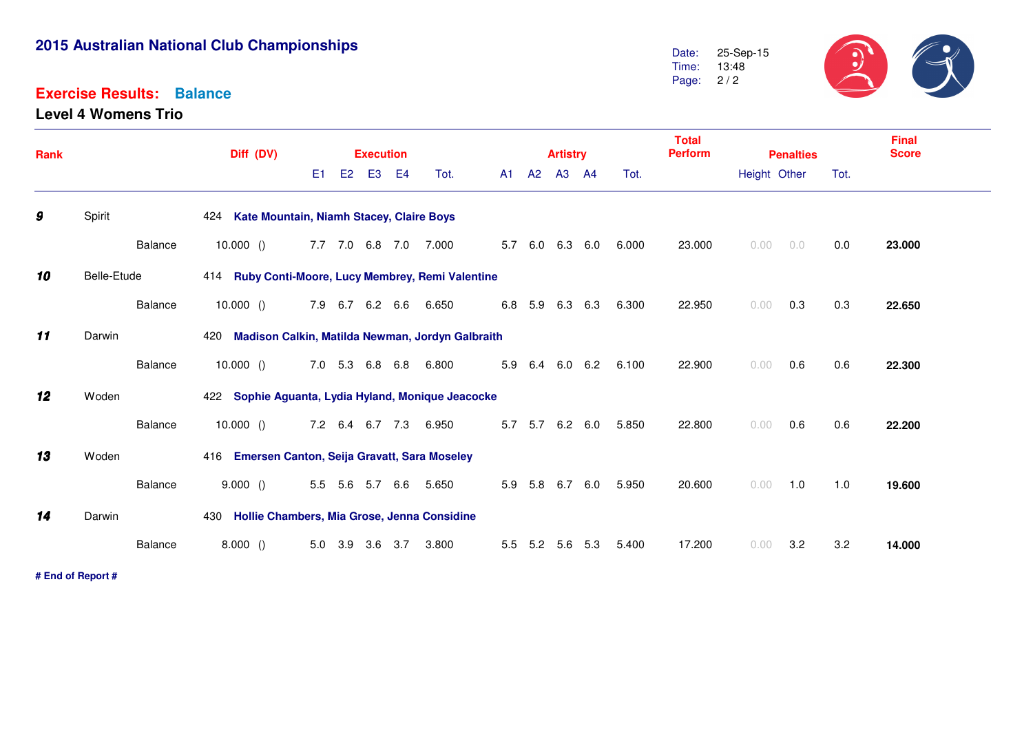## 2015 Australian National Club Championships

Date: 25-Sep-15
Time: 13:48

**Exercise Results: Balance**

### Level 4 Womens Trio

| Rank | Club / Exercise | | Diff (DV) | E1 | E2 | E3 | E4 | Execution Tot. | A1 | A2 | A3 | A4 | Artistry Tot. | Total Perform | Penalties Height | Penalties Other | Penalties Tot. | Final Score |
|---|---|---|---|---|---|---|---|---|---|---|---|---|---|---|---|---|---|---|
| ***9*** | Spirit | 424 | **Kate Mountain, Niamh Stacey, Claire Boys** | | | | | | | | | | | | | | | |
| | Balance | | 10.000 () | 7.7 | 7.0 | 6.8 | 7.0 | 7.000 | 5.7 | 6.0 | 6.3 | 6.0 | 6.000 | 23.000 | 0.00 | 0.0 | 0.0 | **23.000** |
| ***10*** | Belle-Etude | 414 | **Ruby Conti-Moore, Lucy Membrey, Remi Valentine** | | | | | | | | | | | | | | | |
| | Balance | | 10.000 () | 7.9 | 6.7 | 6.2 | 6.6 | 6.650 | 6.8 | 5.9 | 6.3 | 6.3 | 6.300 | 22.950 | 0.00 | 0.3 | 0.3 | **22.650** |
| ***11*** | Darwin | 420 | **Madison Calkin, Matilda Newman, Jordyn Galbraith** | | | | | | | | | | | | | | | |
| | Balance | | 10.000 () | 7.0 | 5.3 | 6.8 | 6.8 | 6.800 | 5.9 | 6.4 | 6.0 | 6.2 | 6.100 | 22.900 | 0.00 | 0.6 | 0.6 | **22.300** |
| ***12*** | Woden | 422 | **Sophie Aguanta, Lydia Hyland, Monique Jeacocke** | | | | | | | | | | | | | | | |
| | Balance | | 10.000 () | 7.2 | 6.4 | 6.7 | 7.3 | 6.950 | 5.7 | 5.7 | 6.2 | 6.0 | 5.850 | 22.800 | 0.00 | 0.6 | 0.6 | **22.200** |
| ***13*** | Woden | 416 | **Emersen Canton, Seija Gravatt, Sara Moseley** | | | | | | | | | | | | | | | |
| | Balance | | 9.000 () | 5.5 | 5.6 | 5.7 | 6.6 | 5.650 | 5.9 | 5.8 | 6.7 | 6.0 | 5.950 | 20.600 | 0.00 | 1.0 | 1.0 | **19.600** |
| ***14*** | Darwin | 430 | **Hollie Chambers, Mia Grose, Jenna Considine** | | | | | | | | | | | | | | | |
| | Balance | | 8.000 () | 5.0 | 3.9 | 3.6 | 3.7 | 3.800 | 5.5 | 5.2 | 5.6 | 5.3 | 5.400 | 17.200 | 0.00 | 3.2 | 3.2 | **14.000** |

**# End of Report #**